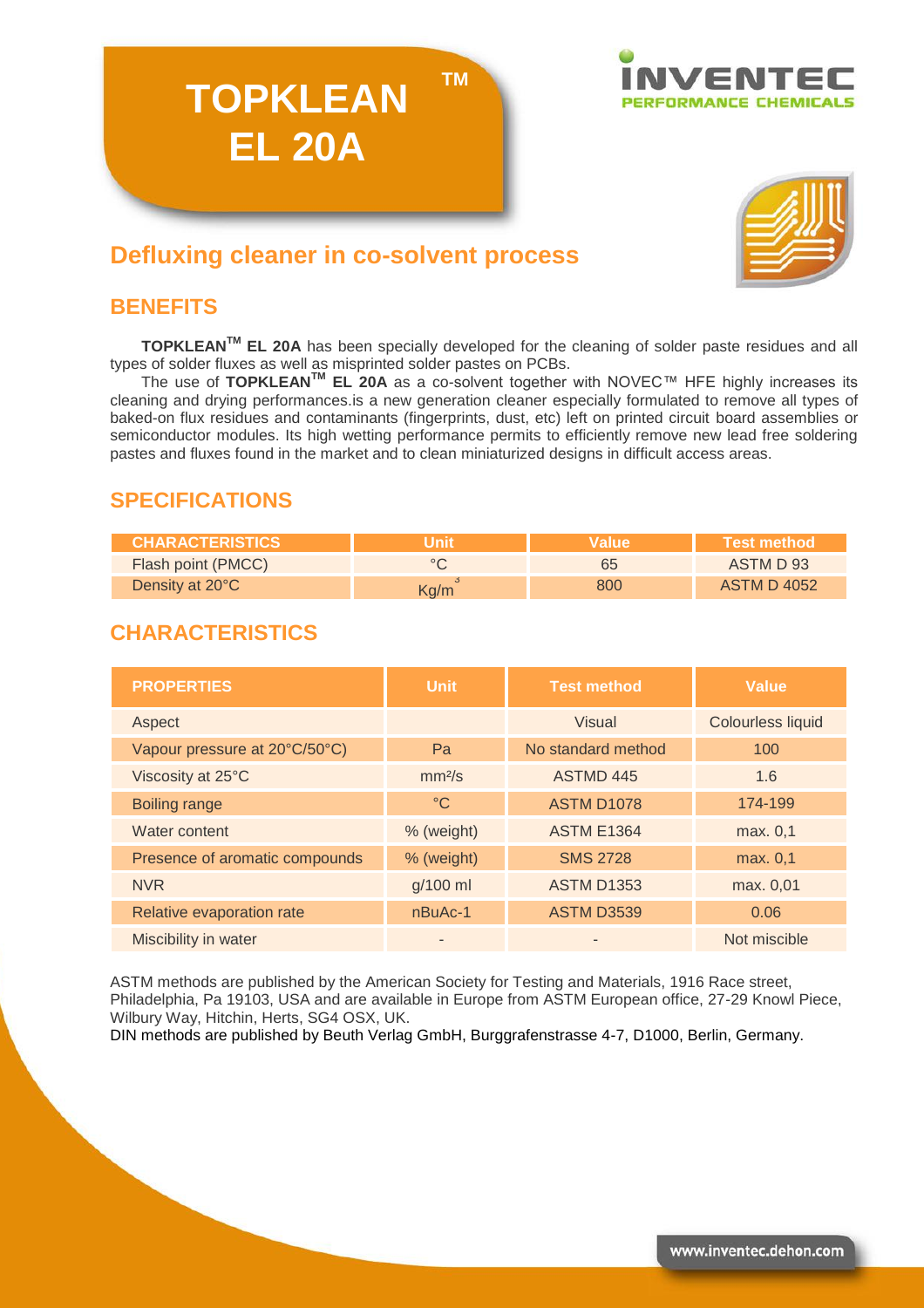# TOPKLEAN™ EL 20A

INVENTEC PERFORMANCE CHEMICALS

## Defluxing cleaner in co-solvent process

## BENEFITS

**TOPKLEAN™ EL 20A** has been specially developed for the cleaning of solder paste residues and all types of solder fluxes as well as misprinted solder pastes on PCBs.

The use of **TOPKLEAN™ EL 20A** as a co-solvent together with NOVEC™ HFE highly increases its cleaning and drying performances.is a new generation cleaner especially formulated to remove all types of baked-on flux residues and contaminants (fingerprints, dust, etc) left on printed circuit board assemblies or semiconductor modules. Its high wetting performance permits to efficiently remove new lead free soldering pastes and fluxes found in the market and to clean miniaturized designs in difficult access areas.

## SPECIFICATIONS

| CHARACTERISTICS | Unit | Value | Test method |
|---|---|---|---|
| Flash point (PMCC) | °C | 65 | ASTM D 93 |
| Density at 20°C | $Kg/m^3$ | 800 | ASTM D 4052 |

## CHARACTERISTICS

| PROPERTIES | Unit | Test method | Value |
|---|---|---|---|
| Aspect | | Visual | Colourless liquid |
| Vapour pressure at 20°C/50°C) | Pa | No standard method | 100 |
| Viscosity at 25°C | $mm^2/s$ | ASTMD 445 | 1.6 |
| Boiling range | °C | ASTM D1078 | 174-199 |
| Water content | % (weight) | ASTM E1364 | max. 0,1 |
| Presence of aromatic compounds | % (weight) | SMS 2728 | max. 0,1 |
| NVR | g/100 ml | ASTM D1353 | max. 0,01 |
| Relative evaporation rate | nBuAc-1 | ASTM D3539 | 0.06 |
| Miscibility in water | - | - | Not miscible |

ASTM methods are published by the American Society for Testing and Materials, 1916 Race street, Philadelphia, Pa 19103, USA and are available in Europe from ASTM European office, 27-29 Knowl Piece, Wilbury Way, Hitchin, Herts, SG4 OSX, UK.

DIN methods are published by Beuth Verlag GmbH, Burggrafenstrasse 4-7, D1000, Berlin, Germany.

www.inventec.dehon.com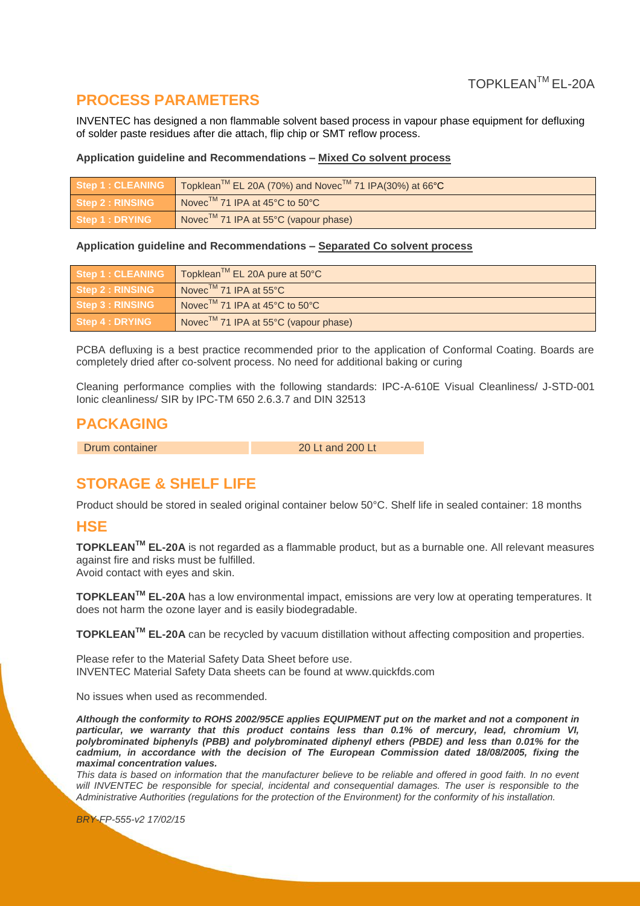TOPKLEAN™ EL-20A

## PROCESS PARAMETERS

INVENTEC has designed a non flammable solvent based process in vapour phase equipment for defluxing of solder paste residues after die attach, flip chip or SMT reflow process.

**Application guideline and Recommendations – Mixed Co solvent process**

| | |
|---|---|
| Step 1 : CLEANING | Topklean™ EL 20A (70%) and Novec™ 71 IPA(30%) at 66°C |
| Step 2 : RINSING | Novec™ 71 IPA at 45°C to 50°C |
| Step 1 : DRYING | Novec™ 71 IPA at 55°C (vapour phase) |

**Application guideline and Recommendations – Separated Co solvent process**

| | |
|---|---|
| Step 1 : CLEANING | Topklean™ EL 20A pure at 50°C |
| Step 2 : RINSING | Novec™ 71 IPA at 55°C |
| Step 3 : RINSING | Novec™ 71 IPA at 45°C to 50°C |
| Step 4 : DRYING | Novec™ 71 IPA at 55°C (vapour phase) |

PCBA defluxing is a best practice recommended prior to the application of Conformal Coating. Boards are completely dried after co-solvent process. No need for additional baking or curing

Cleaning performance complies with the following standards: IPC-A-610E Visual Cleanliness/ J-STD-001 Ionic cleanliness/ SIR by IPC-TM 650 2.6.3.7 and DIN 32513

## PACKAGING

| | |
|---|---|
| Drum container | 20 Lt and 200 Lt |

## STORAGE & SHELF LIFE

Product should be stored in sealed original container below 50°C. Shelf life in sealed container: 18 months

## HSE

**TOPKLEAN™ EL-20A** is not regarded as a flammable product, but as a burnable one. All relevant measures against fire and risks must be fulfilled.
Avoid contact with eyes and skin.

**TOPKLEAN™ EL-20A** has a low environmental impact, emissions are very low at operating temperatures. It does not harm the ozone layer and is easily biodegradable.

**TOPKLEAN™ EL-20A** can be recycled by vacuum distillation without affecting composition and properties.

Please refer to the Material Safety Data Sheet before use.
INVENTEC Material Safety Data sheets can be found at www.quickfds.com

No issues when used as recommended.

***Although the conformity to ROHS 2002/95CE applies EQUIPMENT put on the market and not a component in particular, we warranty that this product contains less than 0.1% of mercury, lead, chromium VI, polybrominated biphenyls (PBB) and polybrominated diphenyl ethers (PBDE) and less than 0.01% for the cadmium, in accordance with the decision of The European Commission dated 18/08/2005, fixing the maximal concentration values.***

*This data is based on information that the manufacturer believe to be reliable and offered in good faith. In no event will INVENTEC be responsible for special, incidental and consequential damages. The user is responsible to the Administrative Authorities (regulations for the protection of the Environment) for the conformity of his installation.*

*BRY-FP-555-v2 17/02/15*